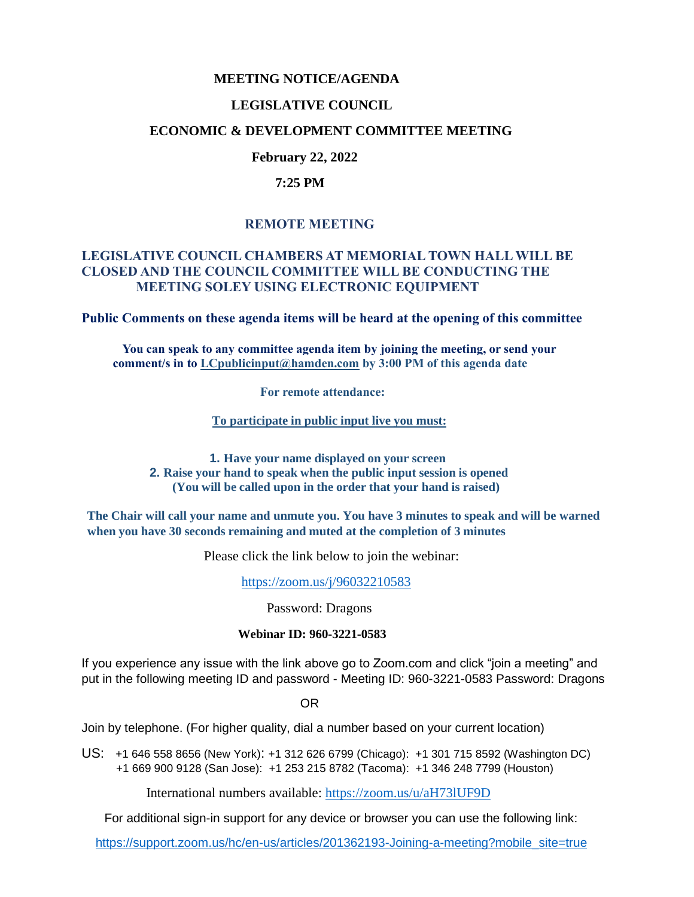**MEETING NOTICE/AGENDA**

**LEGISLATIVE COUNCIL**

**ECONOMIC & DEVELOPMENT COMMITTEE MEETING**

**February 22, 2022**

**7:25 PM**

**REMOTE MEETING**

**LEGISLATIVE COUNCIL CHAMBERS AT MEMORIAL TOWN HALL WILL BE CLOSED AND THE COUNCIL COMMITTEE WILL BE CONDUCTING THE MEETING SOLEY USING ELECTRONIC EQUIPMENT**

**Public Comments on these agenda items will be heard at the opening of this committee**

**You can speak to any committee agenda item by joining the meeting, or send your comment/s in to LCpublicinput@hamden.com by 3:00 PM of this agenda date**

**For remote attendance:**

**To participate in public input live you must:**

1. **Have your name displayed on your screen**
2. **Raise your hand to speak when the public input session is opened (You will be called upon in the order that your hand is raised)**

**The Chair will call your name and unmute you. You have 3 minutes to speak and will be warned when you have 30 seconds remaining and muted at the completion of 3 minutes**

Please click the link below to join the webinar:

https://zoom.us/j/96032210583

Password: Dragons

**Webinar ID: 960-3221-0583**

If you experience any issue with the link above go to Zoom.com and click "join a meeting" and put in the following meeting ID and password - Meeting ID: 960-3221-0583 Password: Dragons

OR

Join by telephone. (For higher quality, dial a number based on your current location)

US: +1 646 558 8656 (New York): +1 312 626 6799 (Chicago): +1 301 715 8592 (Washington DC) +1 669 900 9128 (San Jose): +1 253 215 8782 (Tacoma): +1 346 248 7799 (Houston)

International numbers available: https://zoom.us/u/aH73lUF9D

For additional sign-in support for any device or browser you can use the following link:

https://support.zoom.us/hc/en-us/articles/201362193-Joining-a-meeting?mobile_site=true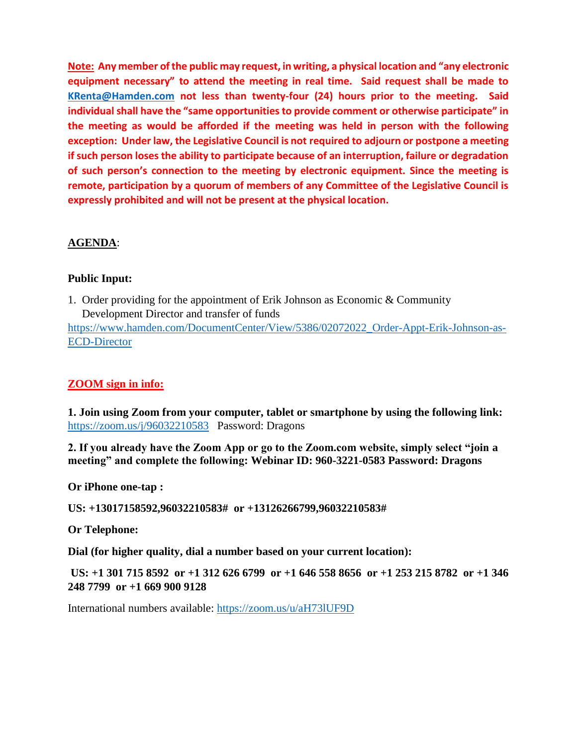**Note: Any member of the public may request, in writing, a physical location and "any electronic equipment necessary" to attend the meeting in real time. Said request shall be made to KRenta@Hamden.com not less than twenty-four (24) hours prior to the meeting. Said individual shall have the "same opportunities to provide comment or otherwise participate" in the meeting as would be afforded if the meeting was held in person with the following exception: Under law, the Legislative Council is not required to adjourn or postpone a meeting if such person loses the ability to participate because of an interruption, failure or degradation of such person's connection to the meeting by electronic equipment. Since the meeting is remote, participation by a quorum of members of any Committee of the Legislative Council is expressly prohibited and will not be present at the physical location.**

**AGENDA**:

**Public Input:**

1. Order providing for the appointment of Erik Johnson as Economic & Community Development Director and transfer of funds
https://www.hamden.com/DocumentCenter/View/5386/02072022_Order-Appt-Erik-Johnson-as-ECD-Director

**ZOOM sign in info:**

**1. Join using Zoom from your computer, tablet or smartphone by using the following link:** https://zoom.us/j/96032210583 Password: Dragons

**2. If you already have the Zoom App or go to the Zoom.com website, simply select "join a meeting" and complete the following: Webinar ID: 960-3221-0583 Password: Dragons**

**Or iPhone one-tap :**

**US: +13017158592,96032210583# or +13126266799,96032210583#**

**Or Telephone:**

**Dial (for higher quality, dial a number based on your current location):**

**US: +1 301 715 8592 or +1 312 626 6799 or +1 646 558 8656 or +1 253 215 8782 or +1 346 248 7799 or +1 669 900 9128**

International numbers available: https://zoom.us/u/aH73lUF9D